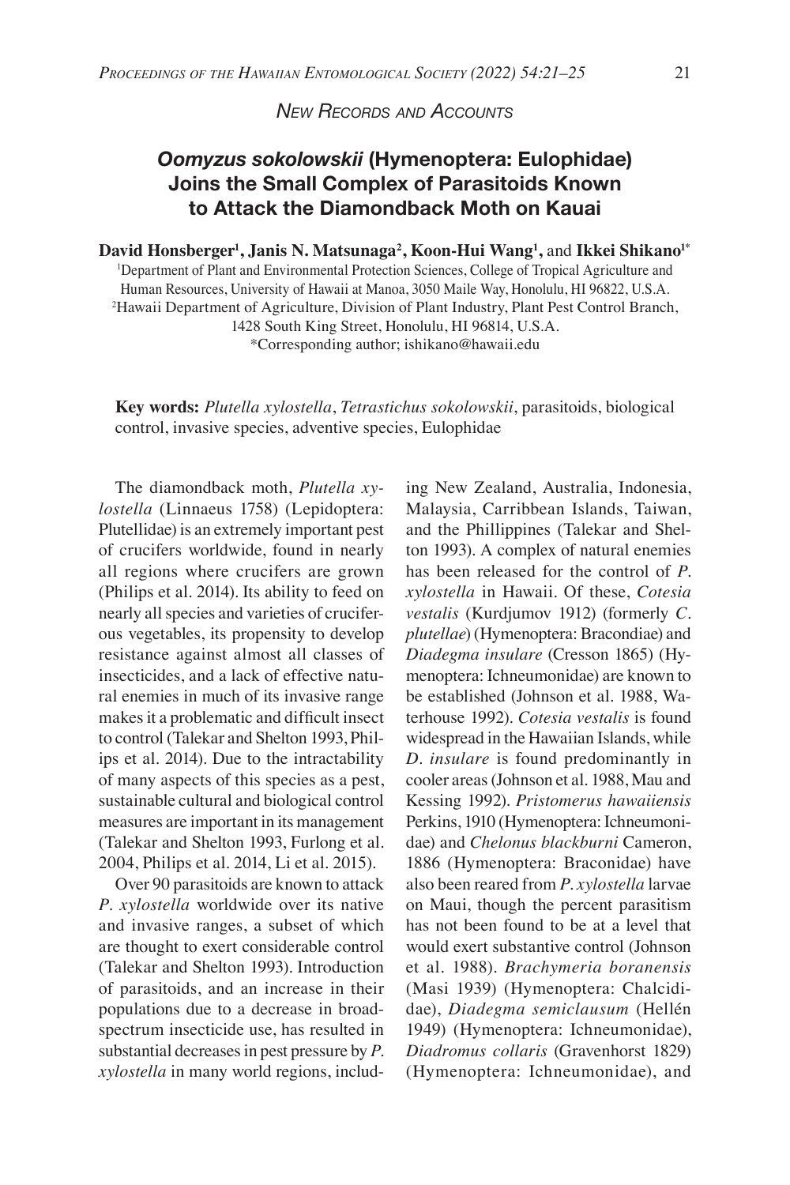*New Records and Accounts*

# *Oomyzus sokolowskii* (Hymenoptera: Eulophidae) Joins the Small Complex of Parasitoids Known to Attack the Diamondback Moth on Kauai

**David Honsberger[1], Janis N. Matsunaga[2], Koon-Hui Wang[1], and Ikkei Shikano[1*]**

[1]Department of Plant and Environmental Protection Sciences, College of Tropical Agriculture and Human Resources, University of Hawaii at Manoa, 3050 Maile Way, Honolulu, HI 96822, U.S.A.
[2]Hawaii Department of Agriculture, Division of Plant Industry, Plant Pest Control Branch, 1428 South King Street, Honolulu, HI 96814, U.S.A.
*Corresponding author; ishikano@hawaii.edu

**Key words:** *Plutella xylostella*, *Tetrastichus sokolowskii*, parasitoids, biological control, invasive species, adventive species, Eulophidae

The diamondback moth, *Plutella xylostella* (Linnaeus 1758) (Lepidoptera: Plutellidae) is an extremely important pest of crucifers worldwide, found in nearly all regions where crucifers are grown (Philips et al. 2014). Its ability to feed on nearly all species and varieties of cruciferous vegetables, its propensity to develop resistance against almost all classes of insecticides, and a lack of effective natural enemies in much of its invasive range makes it a problematic and difficult insect to control (Talekar and Shelton 1993, Philips et al. 2014). Due to the intractability of many aspects of this species as a pest, sustainable cultural and biological control measures are important in its management (Talekar and Shelton 1993, Furlong et al. 2004, Philips et al. 2014, Li et al. 2015).

Over 90 parasitoids are known to attack *P. xylostella* worldwide over its native and invasive ranges, a subset of which are thought to exert considerable control (Talekar and Shelton 1993). Introduction of parasitoids, and an increase in their populations due to a decrease in broad-spectrum insecticide use, has resulted in substantial decreases in pest pressure by *P. xylostella* in many world regions, including New Zealand, Australia, Indonesia, Malaysia, Carribbean Islands, Taiwan, and the Phillippines (Talekar and Shelton 1993). A complex of natural enemies has been released for the control of *P. xylostella* in Hawaii. Of these, *Cotesia vestalis* (Kurdjumov 1912) (formerly *C. plutellae*) (Hymenoptera: Bracondiae) and *Diadegma insulare* (Cresson 1865) (Hymenoptera: Ichneumonidae) are known to be established (Johnson et al. 1988, Waterhouse 1992). *Cotesia vestalis* is found widespread in the Hawaiian Islands, while *D. insulare* is found predominantly in cooler areas (Johnson et al. 1988, Mau and Kessing 1992). *Pristomerus hawaiiensis* Perkins, 1910 (Hymenoptera: Ichneumonidae) and *Chelonus blackburni* Cameron, 1886 (Hymenoptera: Braconidae) have also been reared from *P. xylostella* larvae on Maui, though the percent parasitism has not been found to be at a level that would exert substantive control (Johnson et al. 1988). *Brachymeria boranensis* (Masi 1939) (Hymenoptera: Chalcididae), *Diadegma semiclausum* (Hellén 1949) (Hymenoptera: Ichneumonidae), *Diadromus collaris* (Gravenhorst 1829) (Hymenoptera: Ichneumonidae), and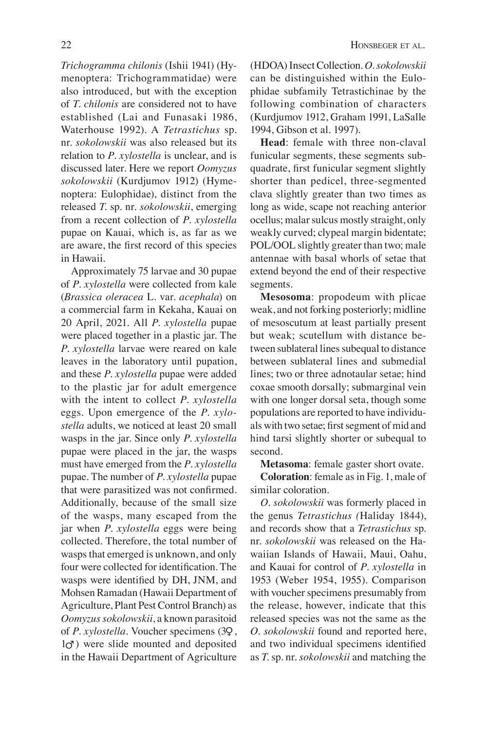*Trichogramma chilonis* (Ishii 1941) (Hymenoptera: Trichogrammatidae) were also introduced, but with the exception of *T. chilonis* are considered not to have established (Lai and Funasaki 1986, Waterhouse 1992). A *Tetrastichus* sp. nr. *sokolowskii* was also released but its relation to *P. xylostella* is unclear, and is discussed later. Here we report *Oomyzus sokolowskii* (Kurdjumov 1912) (Hymenoptera: Eulophidae), distinct from the released *T.* sp. nr. *sokolowskii*, emerging from a recent collection of *P. xylostella* pupae on Kauai, which is, as far as we are aware, the first record of this species in Hawaii.

Approximately 75 larvae and 30 pupae of *P. xylostella* were collected from kale (*Brassica oleracea* L. var. *acephala*) on a commercial farm in Kekaha, Kauai on 20 April, 2021. All *P. xylostella* pupae were placed together in a plastic jar. The *P. xylostella* larvae were reared on kale leaves in the laboratory until pupation, and these *P. xylostella* pupae were added to the plastic jar for adult emergence with the intent to collect *P. xylostella* eggs. Upon emergence of the *P. xylostella* adults, we noticed at least 20 small wasps in the jar. Since only *P. xylostella* pupae were placed in the jar, the wasps must have emerged from the *P. xylostella* pupae. The number of *P. xylostella* pupae that were parasitized was not confirmed. Additionally, because of the small size of the wasps, many escaped from the jar when *P. xylostella* eggs were being collected. Therefore, the total number of wasps that emerged is unknown, and only four were collected for identification. The wasps were identified by DH, JNM, and Mohsen Ramadan (Hawaii Department of Agriculture, Plant Pest Control Branch) as *Oomyzus sokolowskii*, a known parasitoid of *P. xylostella*. Voucher specimens (3♀, 1♂) were slide mounted and deposited in the Hawaii Department of Agriculture (HDOA) Insect Collection. *O. sokolowskii* can be distinguished within the Eulophidae subfamily Tetrastichinae by the following combination of characters (Kurdjumov 1912, Graham 1991, LaSalle 1994, Gibson et al. 1997).

**Head**: female with three non-claval funicular segments, these segments subquadrate, first funicular segment slightly shorter than pedicel, three-segmented clava slightly greater than two times as long as wide, scape not reaching anterior ocellus; malar sulcus mostly straight, only weakly curved; clypeal margin bidentate; POL/OOL slightly greater than two; male antennae with basal whorls of setae that extend beyond the end of their respective segments.

**Mesosoma**: propodeum with plicae weak, and not forking posteriorly; midline of mesoscutum at least partially present but weak; scutellum with distance between sublateral lines subequal to distance between sublateral lines and submedial lines; two or three adnotaular setae; hind coxae smooth dorsally; submarginal vein with one longer dorsal seta, though some populations are reported to have individuals with two setae; first segment of mid and hind tarsi slightly shorter or subequal to second.

**Metasoma**: female gaster short ovate.

**Coloration**: female as in Fig. 1, male of similar coloration.

*O. sokolowskii* was formerly placed in the genus *Tetrastichus (*Haliday 1844), and records show that a *Tetrastichus* sp. nr. *sokolowskii* was released on the Hawaiian Islands of Hawaii, Maui, Oahu, and Kauai for control of *P. xylostella* in 1953 (Weber 1954, 1955). Comparison with voucher specimens presumably from the release, however, indicate that this released species was not the same as the *O. sokolowskii* found and reported here, and two individual specimens identified as *T.* sp. nr. *sokolowskii* and matching the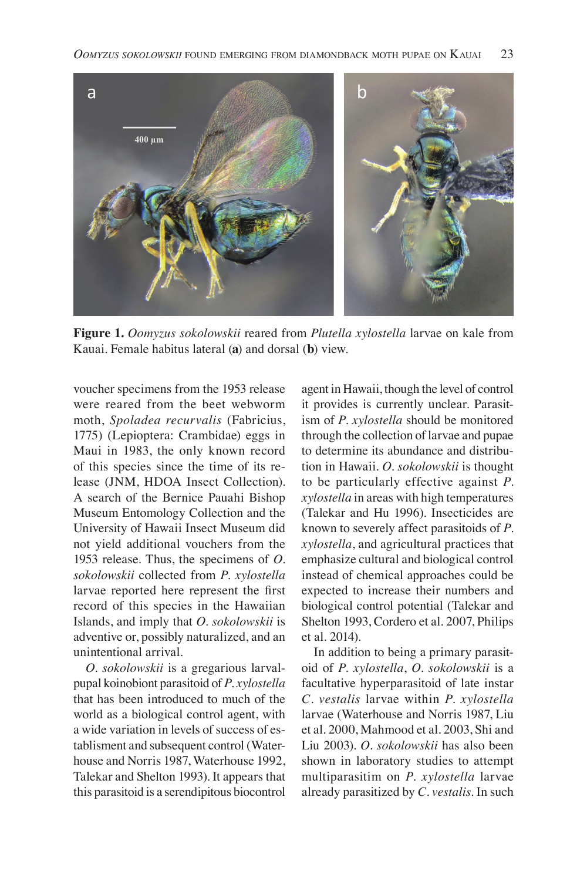**Figure 1.** *Oomyzus sokolowskii* reared from *Plutella xylostella* larvae on kale from Kauai. Female habitus lateral (**a**) and dorsal (**b**) view.

voucher specimens from the 1953 release were reared from the beet webworm moth, *Spoladea recurvalis* (Fabricius, 1775) (Lepioptera: Crambidae) eggs in Maui in 1983, the only known record of this species since the time of its release (JNM, HDOA Insect Collection). A search of the Bernice Pauahi Bishop Museum Entomology Collection and the University of Hawaii Insect Museum did not yield additional vouchers from the 1953 release. Thus, the specimens of *O. sokolowskii* collected from *P. xylostella* larvae reported here represent the first record of this species in the Hawaiian Islands, and imply that *O. sokolowskii* is adventive or, possibly naturalized, and an unintentional arrival.

*O. sokolowskii* is a gregarious larval-pupal koinobiont parasitoid of *P. xylostella* that has been introduced to much of the world as a biological control agent, with a wide variation in levels of success of establishment and subsequent control (Waterhouse and Norris 1987, Waterhouse 1992, Talekar and Shelton 1993). It appears that this parasitoid is a serendipitous biocontrol agent in Hawaii, though the level of control it provides is currently unclear. Parasitism of *P. xylostella* should be monitored through the collection of larvae and pupae to determine its abundance and distribution in Hawaii. *O. sokolowskii* is thought to be particularly effective against *P. xylostella* in areas with high temperatures (Talekar and Hu 1996). Insecticides are known to severely affect parasitoids of *P. xylostella*, and agricultural practices that emphasize cultural and biological control instead of chemical approaches could be expected to increase their numbers and biological control potential (Talekar and Shelton 1993, Cordero et al. 2007, Philips et al. 2014).

In addition to being a primary parasitoid of *P. xylostella*, *O. sokolowskii* is a facultative hyperparasitoid of late instar *C. vestalis* larvae within *P. xylostella* larvae (Waterhouse and Norris 1987, Liu et al. 2000, Mahmood et al. 2003, Shi and Liu 2003). *O. sokolowskii* has also been shown in laboratory studies to attempt multiparasitim on *P. xylostella* larvae already parasitized by *C. vestalis*. In such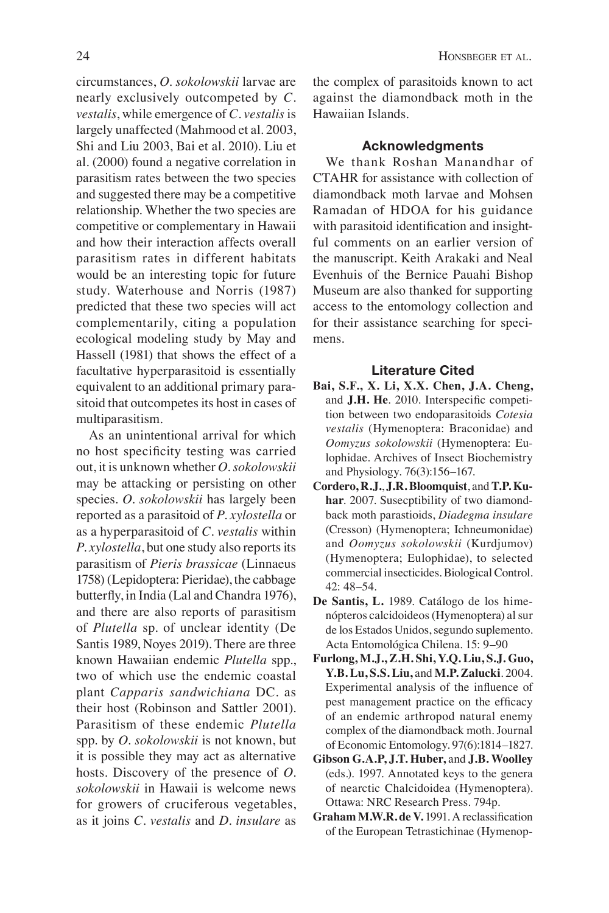circumstances, *O. sokolowskii* larvae are nearly exclusively outcompeted by *C. vestalis*, while emergence of *C. vestalis* is largely unaffected (Mahmood et al. 2003, Shi and Liu 2003, Bai et al. 2010). Liu et al. (2000) found a negative correlation in parasitism rates between the two species and suggested there may be a competitive relationship. Whether the two species are competitive or complementary in Hawaii and how their interaction affects overall parasitism rates in different habitats would be an interesting topic for future study. Waterhouse and Norris (1987) predicted that these two species will act complementarily, citing a population ecological modeling study by May and Hassell (1981) that shows the effect of a facultative hyperparasitoid is essentially equivalent to an additional primary parasitoid that outcompetes its host in cases of multiparasitism.

As an unintentional arrival for which no host specificity testing was carried out, it is unknown whether *O. sokolowskii* may be attacking or persisting on other species. *O. sokolowskii* has largely been reported as a parasitoid of *P. xylostella* or as a hyperparasitoid of *C. vestalis* within *P. xylostella*, but one study also reports its parasitism of *Pieris brassicae* (Linnaeus 1758) (Lepidoptera: Pieridae), the cabbage butterfly, in India (Lal and Chandra 1976), and there are also reports of parasitism of *Plutella* sp. of unclear identity (De Santis 1989, Noyes 2019). There are three known Hawaiian endemic *Plutella* spp., two of which use the endemic coastal plant *Capparis sandwichiana* DC. as their host (Robinson and Sattler 2001). Parasitism of these endemic *Plutella* spp. by *O. sokolowskii* is not known, but it is possible they may act as alternative hosts. Discovery of the presence of *O. sokolowskii* in Hawaii is welcome news for growers of cruciferous vegetables, as it joins *C. vestalis* and *D. insulare* as the complex of parasitoids known to act against the diamondback moth in the Hawaiian Islands.

## Acknowledgments

We thank Roshan Manandhar of CTAHR for assistance with collection of diamondback moth larvae and Mohsen Ramadan of HDOA for his guidance with parasitoid identification and insightful comments on an earlier version of the manuscript. Keith Arakaki and Neal Evenhuis of the Bernice Pauahi Bishop Museum are also thanked for supporting access to the entomology collection and for their assistance searching for specimens.

## Literature Cited

**Bai, S.F., X. Li, X.X. Chen, J.A. Cheng,** and **J.H. He**. 2010. Interspecific competition between two endoparasitoids *Cotesia vestalis* (Hymenoptera: Braconidae) and *Oomyzus sokolowskii* (Hymenoptera: Eulophidae. Archives of Insect Biochemistry and Physiology. 76(3):156–167.

**Cordero, R.J., J.R. Bloomquist**, and **T.P. Kuhar**. 2007. Susecptibility of two diamondback moth parastioids, *Diadegma insulare* (Cresson) (Hymenoptera; Ichneumonidae) and *Oomyzus sokolowskii* (Kurdjumov) (Hymenoptera; Eulophidae), to selected commercial insecticides. Biological Control. 42: 48–54.

**De Santis, L.** 1989. Catálogo de los himenópteros calcidoideos (Hymenoptera) al sur de los Estados Unidos, segundo suplemento. Acta Entomológica Chilena. 15: 9–90

**Furlong, M.J., Z.H. Shi, Y.Q. Liu, S.J. Guo, Y.B. Lu, S.S. Liu,** and **M.P. Zalucki**. 2004. Experimental analysis of the influence of pest management practice on the efficacy of an endemic arthropod natural enemy complex of the diamondback moth. Journal of Economic Entomology. 97(6):1814–1827.

**Gibson G.A.P, J.T. Huber,** and **J.B. Woolley** (eds.). 1997. Annotated keys to the genera of nearctic Chalcidoidea (Hymenoptera). Ottawa: NRC Research Press. 794p.

**Graham M.W.R. de V.** 1991. A reclassification of the European Tetrastichinae (Hymenop-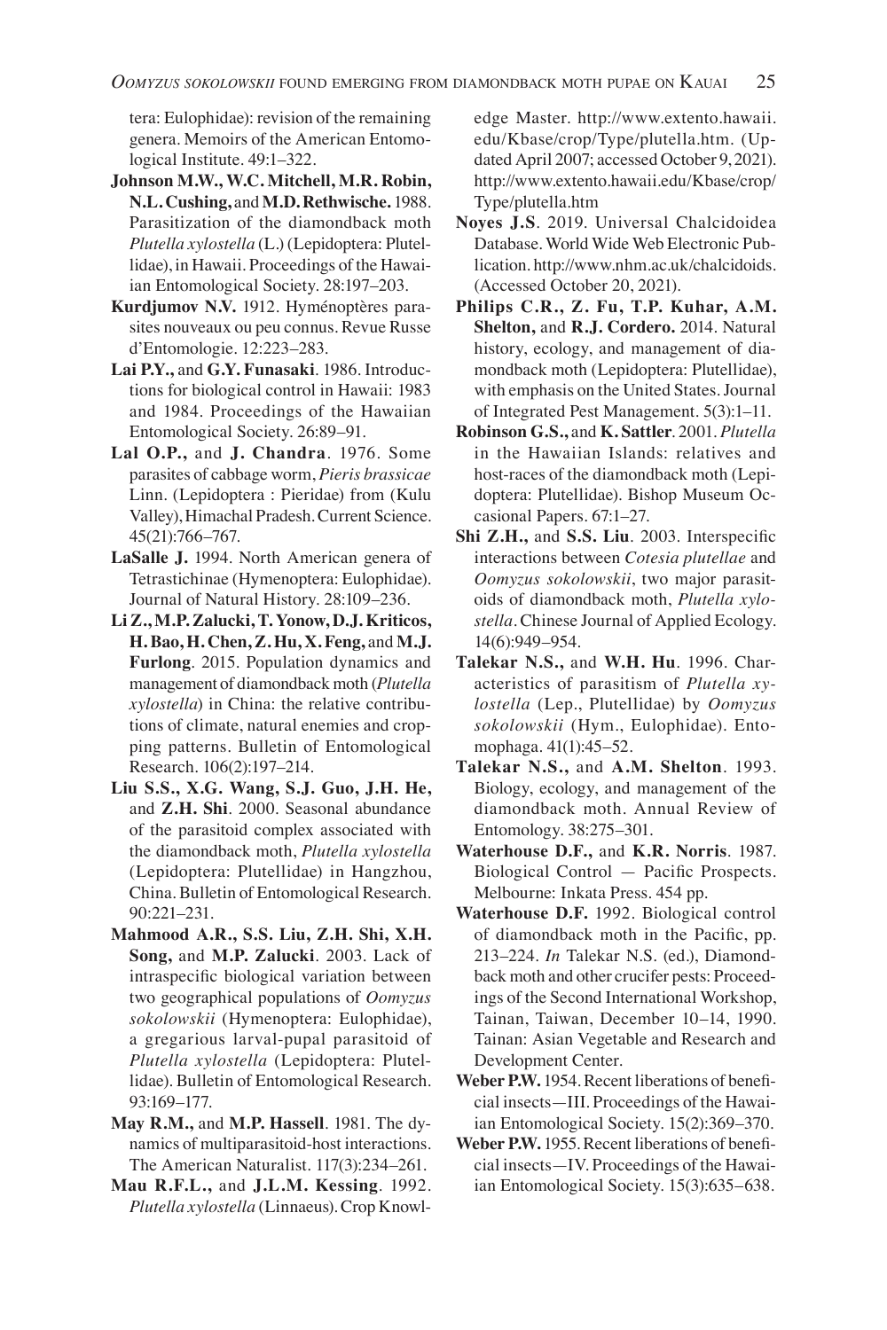tera: Eulophidae): revision of the remaining genera. Memoirs of the American Entomological Institute. 49:1–322.

**Johnson M.W., W.C. Mitchell, M.R. Robin, N.L. Cushing,** and **M.D. Rethwische.** 1988. Parasitization of the diamondback moth *Plutella xylostella* (L.) (Lepidoptera: Plutellidae), in Hawaii. Proceedings of the Hawaiian Entomological Society. 28:197–203.

**Kurdjumov N.V.** 1912. Hyménoptères parasites nouveaux ou peu connus. Revue Russe d'Entomologie. 12:223–283.

**Lai P.Y.,** and **G.Y. Funasaki**. 1986. Introductions for biological control in Hawaii: 1983 and 1984. Proceedings of the Hawaiian Entomological Society. 26:89–91.

**Lal O.P.,** and **J. Chandra**. 1976. Some parasites of cabbage worm, *Pieris brassicae* Linn. (Lepidoptera : Pieridae) from (Kulu Valley), Himachal Pradesh. Current Science. 45(21):766–767.

**LaSalle J.** 1994. North American genera of Tetrastichinae (Hymenoptera: Eulophidae). Journal of Natural History. 28:109–236.

**Li Z., M.P. Zalucki, T. Yonow, D.J. Kriticos, H. Bao, H. Chen, Z. Hu, X. Feng,** and **M.J. Furlong**. 2015. Population dynamics and management of diamondback moth (*Plutella xylostella*) in China: the relative contributions of climate, natural enemies and cropping patterns. Bulletin of Entomological Research. 106(2):197–214.

**Liu S.S., X.G. Wang, S.J. Guo, J.H. He,** and **Z.H. Shi**. 2000. Seasonal abundance of the parasitoid complex associated with the diamondback moth, *Plutella xylostella* (Lepidoptera: Plutellidae) in Hangzhou, China. Bulletin of Entomological Research. 90:221–231.

**Mahmood A.R., S.S. Liu, Z.H. Shi, X.H. Song,** and **M.P. Zalucki**. 2003. Lack of intraspecific biological variation between two geographical populations of *Oomyzus sokolowskii* (Hymenoptera: Eulophidae), a gregarious larval-pupal parasitoid of *Plutella xylostella* (Lepidoptera: Plutellidae). Bulletin of Entomological Research. 93:169–177.

**May R.M.,** and **M.P. Hassell**. 1981. The dynamics of multiparasitoid-host interactions. The American Naturalist. 117(3):234–261.

**Mau R.F.L.,** and **J.L.M. Kessing**. 1992. *Plutella xylostella* (Linnaeus). Crop Knowledge Master. http://www.extento.hawaii.edu/Kbase/crop/Type/plutella.htm. (Updated April 2007; accessed October 9, 2021). http://www.extento.hawaii.edu/Kbase/crop/Type/plutella.htm

**Noyes J.S**. 2019. Universal Chalcidoidea Database. World Wide Web Electronic Publication. http://www.nhm.ac.uk/chalcidoids. (Accessed October 20, 2021).

**Philips C.R., Z. Fu, T.P. Kuhar, A.M. Shelton,** and **R.J. Cordero.** 2014. Natural history, ecology, and management of diamondback moth (Lepidoptera: Plutellidae), with emphasis on the United States. Journal of Integrated Pest Management. 5(3):1–11.

**Robinson G.S.,** and **K. Sattler**. 2001. *Plutella* in the Hawaiian Islands: relatives and host-races of the diamondback moth (Lepidoptera: Plutellidae). Bishop Museum Occasional Papers. 67:1–27.

**Shi Z.H.,** and **S.S. Liu**. 2003. Interspecific interactions between *Cotesia plutellae* and *Oomyzus sokolowskii*, two major parasitoids of diamondback moth, *Plutella xylostella*. Chinese Journal of Applied Ecology. 14(6):949–954.

**Talekar N.S.,** and **W.H. Hu**. 1996. Characteristics of parasitism of *Plutella xylostella* (Lep., Plutellidae) by *Oomyzus sokolowskii* (Hym., Eulophidae). Entomophaga. 41(1):45–52.

**Talekar N.S.,** and **A.M. Shelton**. 1993. Biology, ecology, and management of the diamondback moth. Annual Review of Entomology. 38:275–301.

**Waterhouse D.F.,** and **K.R. Norris**. 1987. Biological Control — Pacific Prospects. Melbourne: Inkata Press. 454 pp.

**Waterhouse D.F.** 1992. Biological control of diamondback moth in the Pacific, pp. 213–224. *In* Talekar N.S. (ed.), Diamondback moth and other crucifer pests: Proceedings of the Second International Workshop, Tainan, Taiwan, December 10–14, 1990. Tainan: Asian Vegetable and Research and Development Center.

**Weber P.W.** 1954. Recent liberations of beneficial insects—III. Proceedings of the Hawaiian Entomological Society. 15(2):369–370.

**Weber P.W.** 1955. Recent liberations of beneficial insects—IV. Proceedings of the Hawaiian Entomological Society. 15(3):635–638.